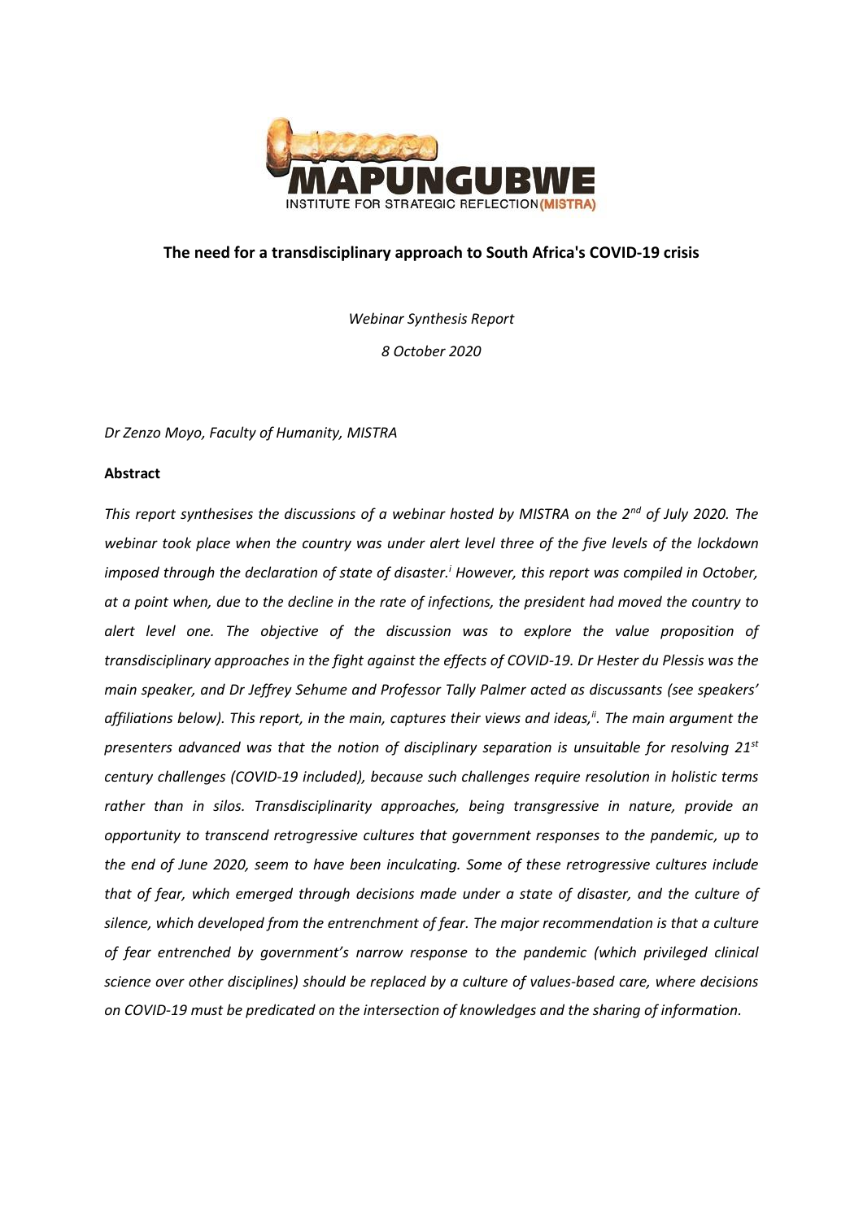**The need for a transdisciplinary approach to South Africa's COVID-19 crisis**

*Webinar Synthesis Report*

*8 October 2020*

*Dr Zenzo Moyo, Faculty of Humanity, MISTRA*

**Abstract**

*This report synthesises the discussions of a webinar hosted by MISTRA on the 2nd of July 2020. The webinar took place when the country was under alert level three of the five levels of the lockdown imposed through the declaration of state of disaster.[i] However, this report was compiled in October, at a point when, due to the decline in the rate of infections, the president had moved the country to alert level one. The objective of the discussion was to explore the value proposition of transdisciplinary approaches in the fight against the effects of COVID-19. Dr Hester du Plessis was the main speaker, and Dr Jeffrey Sehume and Professor Tally Palmer acted as discussants (see speakers' affiliations below). This report, in the main, captures their views and ideas,[ii]. The main argument the presenters advanced was that the notion of disciplinary separation is unsuitable for resolving 21st century challenges (COVID-19 included), because such challenges require resolution in holistic terms rather than in silos. Transdisciplinarity approaches, being transgressive in nature, provide an opportunity to transcend retrogressive cultures that government responses to the pandemic, up to the end of June 2020, seem to have been inculcating. Some of these retrogressive cultures include that of fear, which emerged through decisions made under a state of disaster, and the culture of silence, which developed from the entrenchment of fear. The major recommendation is that a culture of fear entrenched by government's narrow response to the pandemic (which privileged clinical science over other disciplines) should be replaced by a culture of values-based care, where decisions on COVID-19 must be predicated on the intersection of knowledges and the sharing of information.*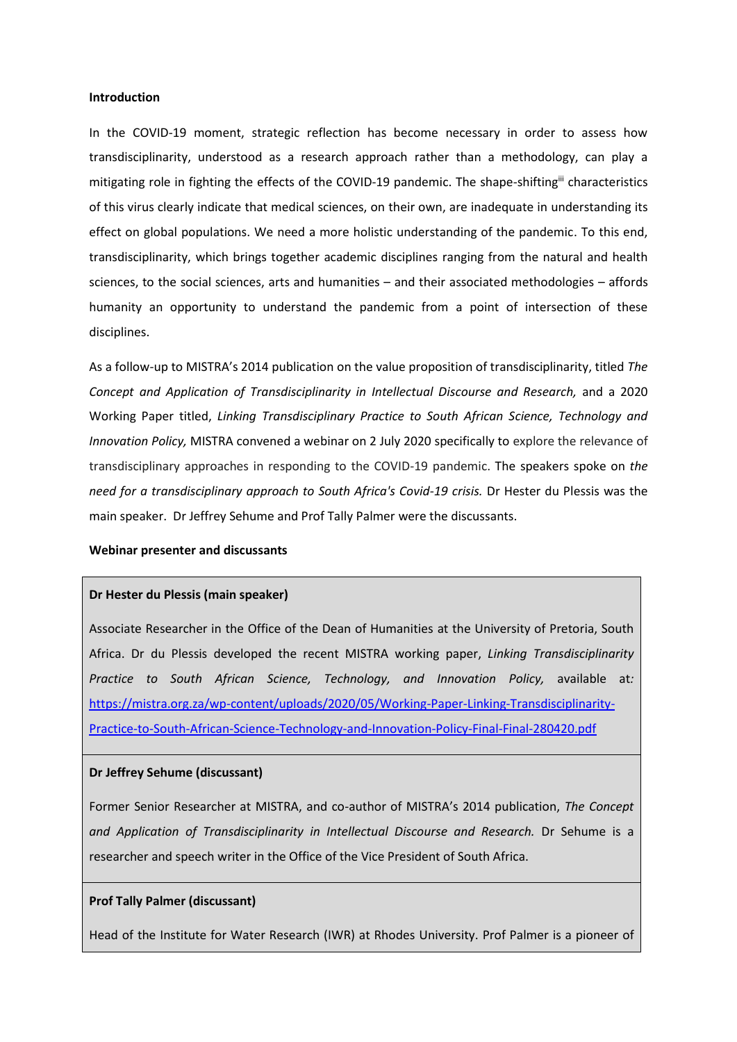**Introduction**

In the COVID-19 moment, strategic reflection has become necessary in order to assess how transdisciplinarity, understood as a research approach rather than a methodology, can play a mitigating role in fighting the effects of the COVID-19 pandemic. The shape-shifting[iii] characteristics of this virus clearly indicate that medical sciences, on their own, are inadequate in understanding its effect on global populations. We need a more holistic understanding of the pandemic. To this end, transdisciplinarity, which brings together academic disciplines ranging from the natural and health sciences, to the social sciences, arts and humanities – and their associated methodologies – affords humanity an opportunity to understand the pandemic from a point of intersection of these disciplines.

As a follow-up to MISTRA's 2014 publication on the value proposition of transdisciplinarity, titled *The Concept and Application of Transdisciplinarity in Intellectual Discourse and Research,* and a 2020 Working Paper titled, *Linking Transdisciplinary Practice to South African Science, Technology and Innovation Policy,* MISTRA convened a webinar on 2 July 2020 specifically to explore the relevance of transdisciplinary approaches in responding to the COVID-19 pandemic. The speakers spoke on *the need for a transdisciplinary approach to South Africa's Covid-19 crisis.* Dr Hester du Plessis was the main speaker. Dr Jeffrey Sehume and Prof Tally Palmer were the discussants.

**Webinar presenter and discussants**

**Dr Hester du Plessis (main speaker)**

Associate Researcher in the Office of the Dean of Humanities at the University of Pretoria, South Africa. Dr du Plessis developed the recent MISTRA working paper, *Linking Transdisciplinarity Practice to South African Science, Technology, and Innovation Policy,* available at*:* [https://mistra.org.za/wp-content/uploads/2020/05/Working-Paper-Linking-Transdisciplinarity-Practice-to-South-African-Science-Technology-and-Innovation-Policy-Final-Final-280420.pdf](https://mistra.org.za/wp-content/uploads/2020/05/Working-Paper-Linking-Transdisciplinarity-Practice-to-South-African-Science-Technology-and-Innovation-Policy-Final-Final-280420.pdf)

**Dr Jeffrey Sehume (discussant)**

Former Senior Researcher at MISTRA, and co-author of MISTRA's 2014 publication, *The Concept and Application of Transdisciplinarity in Intellectual Discourse and Research.* Dr Sehume is a researcher and speech writer in the Office of the Vice President of South Africa.

**Prof Tally Palmer (discussant)**

Head of the Institute for Water Research (IWR) at Rhodes University. Prof Palmer is a pioneer of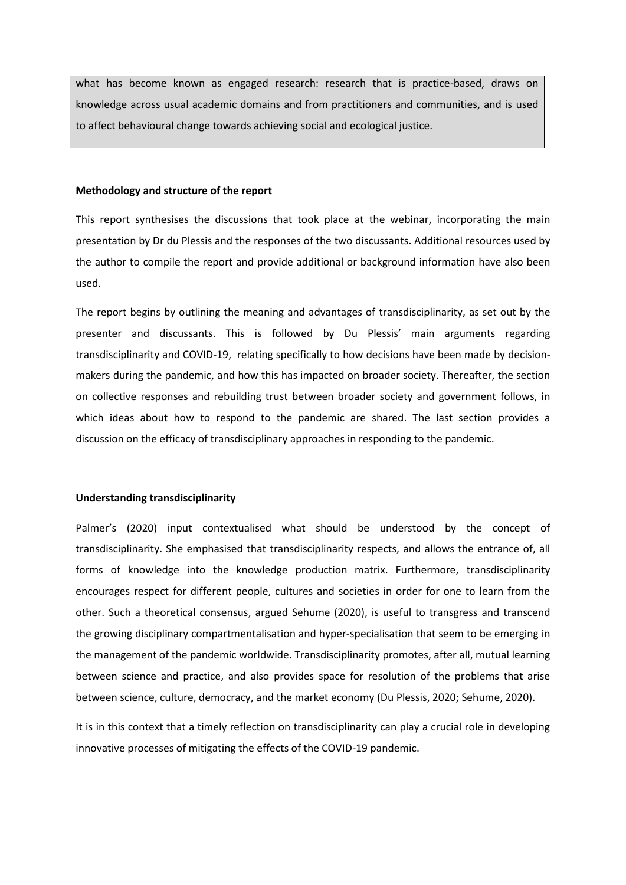what has become known as engaged research: research that is practice-based, draws on knowledge across usual academic domains and from practitioners and communities, and is used to affect behavioural change towards achieving social and ecological justice.

**Methodology and structure of the report**

This report synthesises the discussions that took place at the webinar, incorporating the main presentation by Dr du Plessis and the responses of the two discussants. Additional resources used by the author to compile the report and provide additional or background information have also been used.

The report begins by outlining the meaning and advantages of transdisciplinarity, as set out by the presenter and discussants. This is followed by Du Plessis' main arguments regarding transdisciplinarity and COVID-19, relating specifically to how decisions have been made by decision-makers during the pandemic, and how this has impacted on broader society. Thereafter, the section on collective responses and rebuilding trust between broader society and government follows, in which ideas about how to respond to the pandemic are shared. The last section provides a discussion on the efficacy of transdisciplinary approaches in responding to the pandemic.

**Understanding transdisciplinarity**

Palmer's (2020) input contextualised what should be understood by the concept of transdisciplinarity. She emphasised that transdisciplinarity respects, and allows the entrance of, all forms of knowledge into the knowledge production matrix. Furthermore, transdisciplinarity encourages respect for different people, cultures and societies in order for one to learn from the other. Such a theoretical consensus, argued Sehume (2020), is useful to transgress and transcend the growing disciplinary compartmentalisation and hyper-specialisation that seem to be emerging in the management of the pandemic worldwide. Transdisciplinarity promotes, after all, mutual learning between science and practice, and also provides space for resolution of the problems that arise between science, culture, democracy, and the market economy (Du Plessis, 2020; Sehume, 2020).

It is in this context that a timely reflection on transdisciplinarity can play a crucial role in developing innovative processes of mitigating the effects of the COVID-19 pandemic.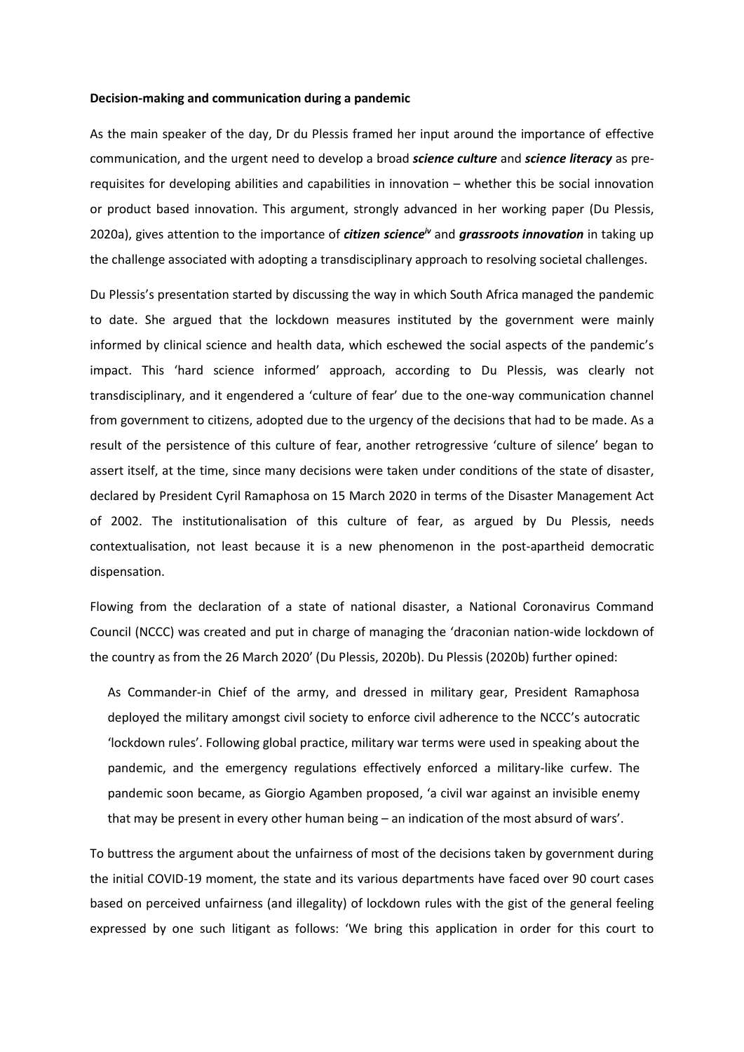**Decision-making and communication during a pandemic**

As the main speaker of the day, Dr du Plessis framed her input around the importance of effective communication, and the urgent need to develop a broad ***science culture*** and ***science literacy*** as pre-requisites for developing abilities and capabilities in innovation – whether this be social innovation or product based innovation. This argument, strongly advanced in her working paper (Du Plessis, 2020a), gives attention to the importance of ***citizen science***[iv] and ***grassroots innovation*** in taking up the challenge associated with adopting a transdisciplinary approach to resolving societal challenges.

Du Plessis's presentation started by discussing the way in which South Africa managed the pandemic to date. She argued that the lockdown measures instituted by the government were mainly informed by clinical science and health data, which eschewed the social aspects of the pandemic's impact. This 'hard science informed' approach, according to Du Plessis, was clearly not transdisciplinary, and it engendered a 'culture of fear' due to the one-way communication channel from government to citizens, adopted due to the urgency of the decisions that had to be made. As a result of the persistence of this culture of fear, another retrogressive 'culture of silence' began to assert itself, at the time, since many decisions were taken under conditions of the state of disaster, declared by President Cyril Ramaphosa on 15 March 2020 in terms of the Disaster Management Act of 2002. The institutionalisation of this culture of fear, as argued by Du Plessis, needs contextualisation, not least because it is a new phenomenon in the post-apartheid democratic dispensation.

Flowing from the declaration of a state of national disaster, a National Coronavirus Command Council (NCCC) was created and put in charge of managing the 'draconian nation-wide lockdown of the country as from the 26 March 2020' (Du Plessis, 2020b). Du Plessis (2020b) further opined:

> As Commander-in Chief of the army, and dressed in military gear, President Ramaphosa deployed the military amongst civil society to enforce civil adherence to the NCCC's autocratic 'lockdown rules'. Following global practice, military war terms were used in speaking about the pandemic, and the emergency regulations effectively enforced a military-like curfew. The pandemic soon became, as Giorgio Agamben proposed, 'a civil war against an invisible enemy that may be present in every other human being – an indication of the most absurd of wars'.

To buttress the argument about the unfairness of most of the decisions taken by government during the initial COVID-19 moment, the state and its various departments have faced over 90 court cases based on perceived unfairness (and illegality) of lockdown rules with the gist of the general feeling expressed by one such litigant as follows: 'We bring this application in order for this court to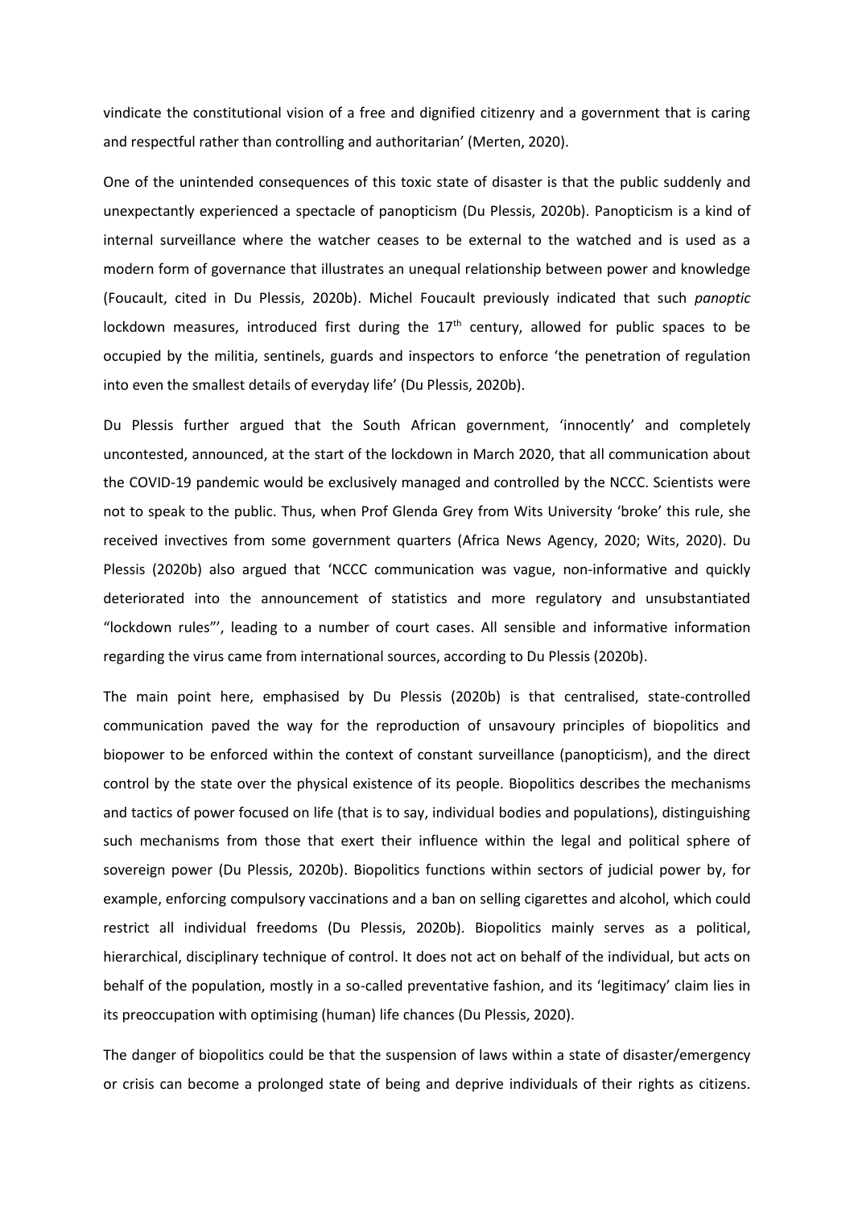vindicate the constitutional vision of a free and dignified citizenry and a government that is caring and respectful rather than controlling and authoritarian' (Merten, 2020).

One of the unintended consequences of this toxic state of disaster is that the public suddenly and unexpectantly experienced a spectacle of panopticism (Du Plessis, 2020b). Panopticism is a kind of internal surveillance where the watcher ceases to be external to the watched and is used as a modern form of governance that illustrates an unequal relationship between power and knowledge (Foucault, cited in Du Plessis, 2020b). Michel Foucault previously indicated that such *panoptic* lockdown measures, introduced first during the 17th century, allowed for public spaces to be occupied by the militia, sentinels, guards and inspectors to enforce 'the penetration of regulation into even the smallest details of everyday life' (Du Plessis, 2020b).

Du Plessis further argued that the South African government, 'innocently' and completely uncontested, announced, at the start of the lockdown in March 2020, that all communication about the COVID-19 pandemic would be exclusively managed and controlled by the NCCC. Scientists were not to speak to the public. Thus, when Prof Glenda Grey from Wits University 'broke' this rule, she received invectives from some government quarters (Africa News Agency, 2020; Wits, 2020). Du Plessis (2020b) also argued that 'NCCC communication was vague, non-informative and quickly deteriorated into the announcement of statistics and more regulatory and unsubstantiated "lockdown rules"', leading to a number of court cases. All sensible and informative information regarding the virus came from international sources, according to Du Plessis (2020b).

The main point here, emphasised by Du Plessis (2020b) is that centralised, state-controlled communication paved the way for the reproduction of unsavoury principles of biopolitics and biopower to be enforced within the context of constant surveillance (panopticism), and the direct control by the state over the physical existence of its people. Biopolitics describes the mechanisms and tactics of power focused on life (that is to say, individual bodies and populations), distinguishing such mechanisms from those that exert their influence within the legal and political sphere of sovereign power (Du Plessis, 2020b). Biopolitics functions within sectors of judicial power by, for example, enforcing compulsory vaccinations and a ban on selling cigarettes and alcohol, which could restrict all individual freedoms (Du Plessis, 2020b). Biopolitics mainly serves as a political, hierarchical, disciplinary technique of control. It does not act on behalf of the individual, but acts on behalf of the population, mostly in a so-called preventative fashion, and its 'legitimacy' claim lies in its preoccupation with optimising (human) life chances (Du Plessis, 2020).

The danger of biopolitics could be that the suspension of laws within a state of disaster/emergency or crisis can become a prolonged state of being and deprive individuals of their rights as citizens.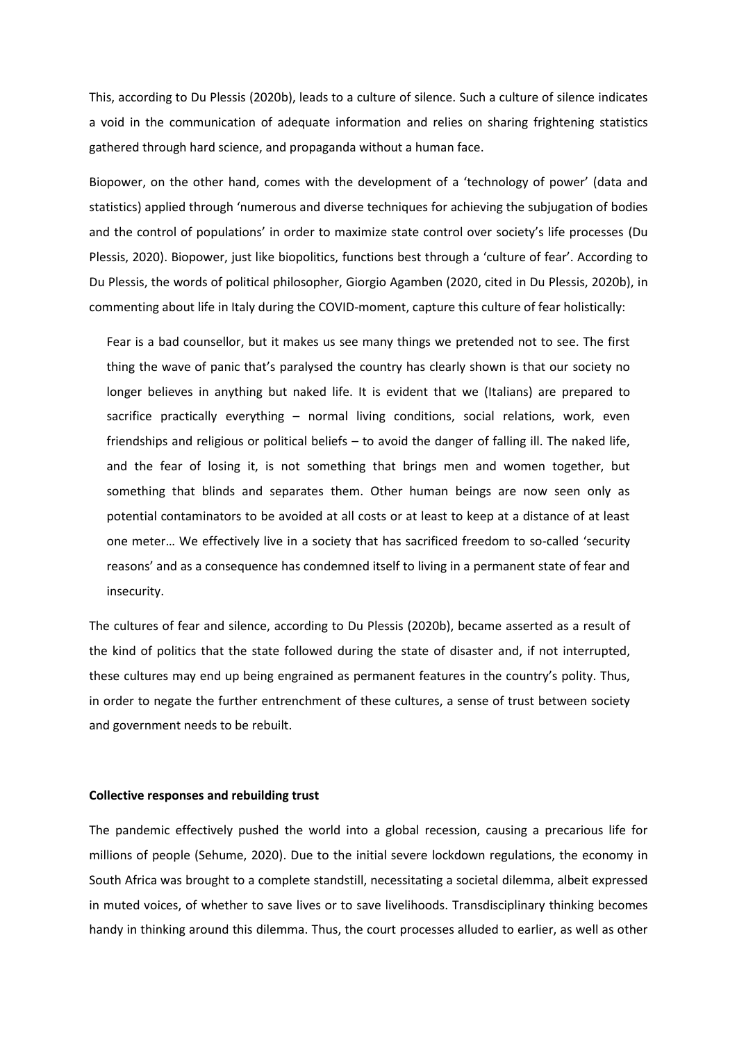This, according to Du Plessis (2020b), leads to a culture of silence. Such a culture of silence indicates a void in the communication of adequate information and relies on sharing frightening statistics gathered through hard science, and propaganda without a human face.

Biopower, on the other hand, comes with the development of a 'technology of power' (data and statistics) applied through 'numerous and diverse techniques for achieving the subjugation of bodies and the control of populations' in order to maximize state control over society's life processes (Du Plessis, 2020). Biopower, just like biopolitics, functions best through a 'culture of fear'. According to Du Plessis, the words of political philosopher, Giorgio Agamben (2020, cited in Du Plessis, 2020b), in commenting about life in Italy during the COVID-moment, capture this culture of fear holistically:

> Fear is a bad counsellor, but it makes us see many things we pretended not to see. The first thing the wave of panic that's paralysed the country has clearly shown is that our society no longer believes in anything but naked life. It is evident that we (Italians) are prepared to sacrifice practically everything – normal living conditions, social relations, work, even friendships and religious or political beliefs – to avoid the danger of falling ill. The naked life, and the fear of losing it, is not something that brings men and women together, but something that blinds and separates them. Other human beings are now seen only as potential contaminators to be avoided at all costs or at least to keep at a distance of at least one meter… We effectively live in a society that has sacrificed freedom to so-called 'security reasons' and as a consequence has condemned itself to living in a permanent state of fear and insecurity.

The cultures of fear and silence, according to Du Plessis (2020b), became asserted as a result of the kind of politics that the state followed during the state of disaster and, if not interrupted, these cultures may end up being engrained as permanent features in the country's polity. Thus, in order to negate the further entrenchment of these cultures, a sense of trust between society and government needs to be rebuilt.

**Collective responses and rebuilding trust**

The pandemic effectively pushed the world into a global recession, causing a precarious life for millions of people (Sehume, 2020). Due to the initial severe lockdown regulations, the economy in South Africa was brought to a complete standstill, necessitating a societal dilemma, albeit expressed in muted voices, of whether to save lives or to save livelihoods. Transdisciplinary thinking becomes handy in thinking around this dilemma. Thus, the court processes alluded to earlier, as well as other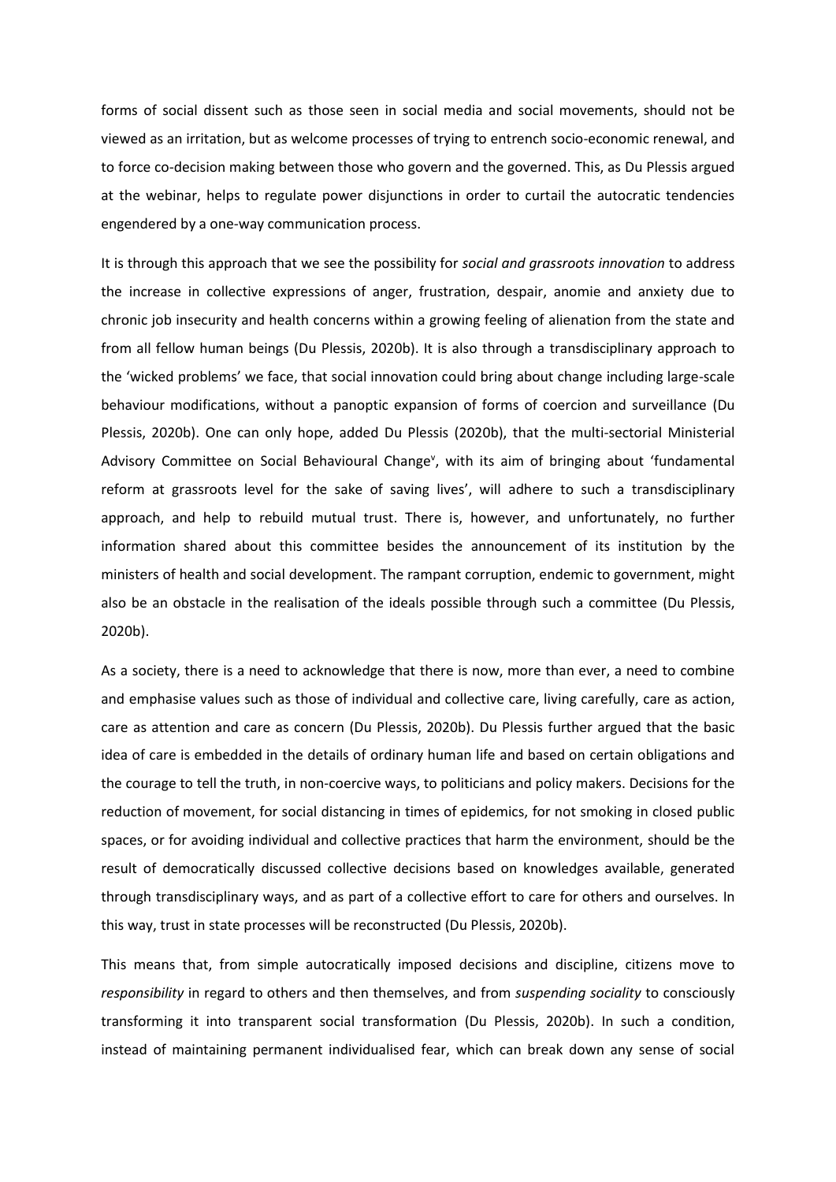forms of social dissent such as those seen in social media and social movements, should not be viewed as an irritation, but as welcome processes of trying to entrench socio-economic renewal, and to force co-decision making between those who govern and the governed. This, as Du Plessis argued at the webinar, helps to regulate power disjunctions in order to curtail the autocratic tendencies engendered by a one-way communication process.

It is through this approach that we see the possibility for *social and grassroots innovation* to address the increase in collective expressions of anger, frustration, despair, anomie and anxiety due to chronic job insecurity and health concerns within a growing feeling of alienation from the state and from all fellow human beings (Du Plessis, 2020b). It is also through a transdisciplinary approach to the 'wicked problems' we face, that social innovation could bring about change including large-scale behaviour modifications, without a panoptic expansion of forms of coercion and surveillance (Du Plessis, 2020b). One can only hope, added Du Plessis (2020b), that the multi-sectorial Ministerial Advisory Committee on Social Behavioural Change[v], with its aim of bringing about 'fundamental reform at grassroots level for the sake of saving lives', will adhere to such a transdisciplinary approach, and help to rebuild mutual trust. There is, however, and unfortunately, no further information shared about this committee besides the announcement of its institution by the ministers of health and social development. The rampant corruption, endemic to government, might also be an obstacle in the realisation of the ideals possible through such a committee (Du Plessis, 2020b).

As a society, there is a need to acknowledge that there is now, more than ever, a need to combine and emphasise values such as those of individual and collective care, living carefully, care as action, care as attention and care as concern (Du Plessis, 2020b). Du Plessis further argued that the basic idea of care is embedded in the details of ordinary human life and based on certain obligations and the courage to tell the truth, in non-coercive ways, to politicians and policy makers. Decisions for the reduction of movement, for social distancing in times of epidemics, for not smoking in closed public spaces, or for avoiding individual and collective practices that harm the environment, should be the result of democratically discussed collective decisions based on knowledges available, generated through transdisciplinary ways, and as part of a collective effort to care for others and ourselves. In this way, trust in state processes will be reconstructed (Du Plessis, 2020b).

This means that, from simple autocratically imposed decisions and discipline, citizens move to *responsibility* in regard to others and then themselves, and from *suspending sociality* to consciously transforming it into transparent social transformation (Du Plessis, 2020b). In such a condition, instead of maintaining permanent individualised fear, which can break down any sense of social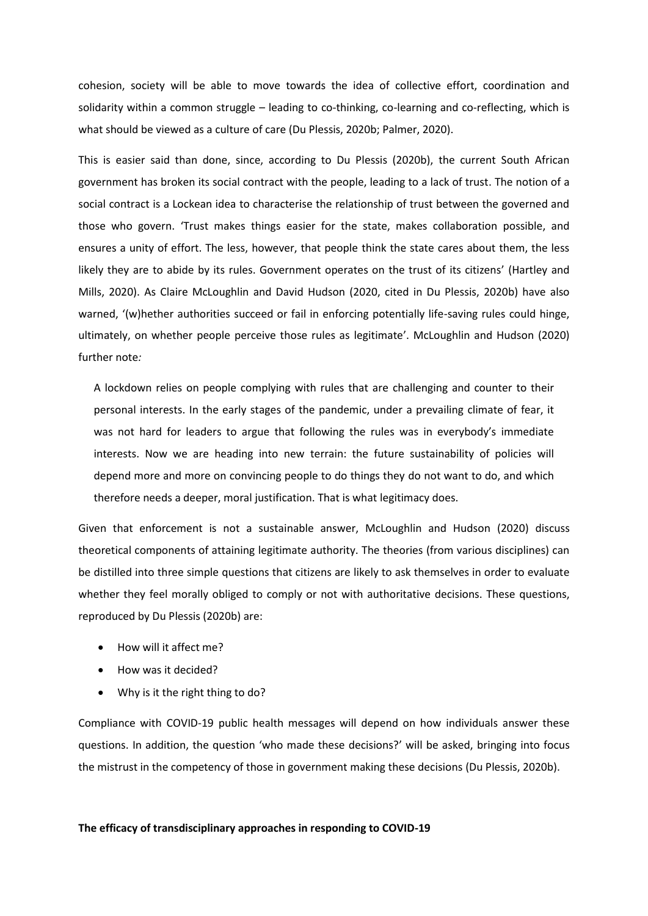cohesion, society will be able to move towards the idea of collective effort, coordination and solidarity within a common struggle – leading to co-thinking, co-learning and co-reflecting, which is what should be viewed as a culture of care (Du Plessis, 2020b; Palmer, 2020).

This is easier said than done, since, according to Du Plessis (2020b), the current South African government has broken its social contract with the people, leading to a lack of trust. The notion of a social contract is a Lockean idea to characterise the relationship of trust between the governed and those who govern. 'Trust makes things easier for the state, makes collaboration possible, and ensures a unity of effort. The less, however, that people think the state cares about them, the less likely they are to abide by its rules. Government operates on the trust of its citizens' (Hartley and Mills, 2020). As Claire McLoughlin and David Hudson (2020, cited in Du Plessis, 2020b) have also warned, '(w)hether authorities succeed or fail in enforcing potentially life-saving rules could hinge, ultimately, on whether people perceive those rules as legitimate'. McLoughlin and Hudson (2020) further note*:*

> A lockdown relies on people complying with rules that are challenging and counter to their personal interests. In the early stages of the pandemic, under a prevailing climate of fear, it was not hard for leaders to argue that following the rules was in everybody's immediate interests. Now we are heading into new terrain: the future sustainability of policies will depend more and more on convincing people to do things they do not want to do, and which therefore needs a deeper, moral justification. That is what legitimacy does.

Given that enforcement is not a sustainable answer, McLoughlin and Hudson (2020) discuss theoretical components of attaining legitimate authority. The theories (from various disciplines) can be distilled into three simple questions that citizens are likely to ask themselves in order to evaluate whether they feel morally obliged to comply or not with authoritative decisions. These questions, reproduced by Du Plessis (2020b) are:

- How will it affect me?
- How was it decided?
- Why is it the right thing to do?

Compliance with COVID-19 public health messages will depend on how individuals answer these questions. In addition, the question 'who made these decisions?' will be asked, bringing into focus the mistrust in the competency of those in government making these decisions (Du Plessis, 2020b).

**The efficacy of transdisciplinary approaches in responding to COVID-19**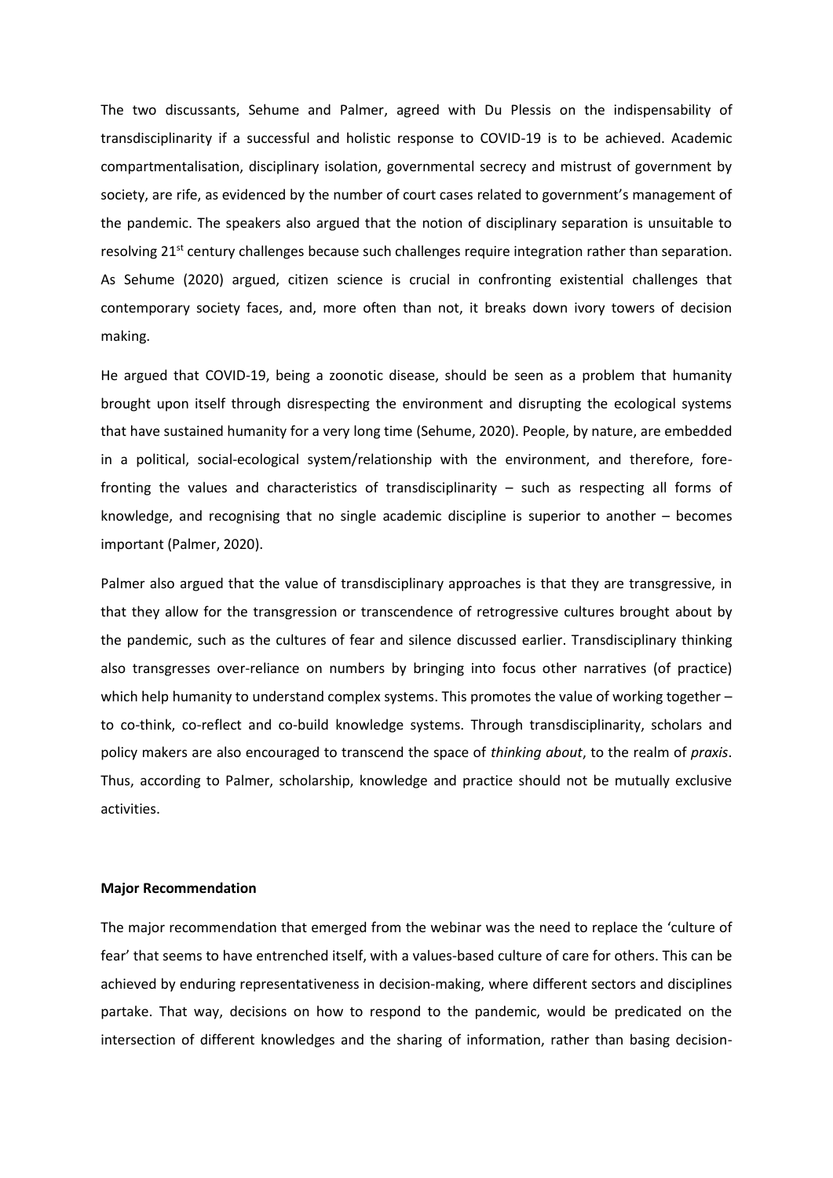The two discussants, Sehume and Palmer, agreed with Du Plessis on the indispensability of transdisciplinarity if a successful and holistic response to COVID-19 is to be achieved. Academic compartmentalisation, disciplinary isolation, governmental secrecy and mistrust of government by society, are rife, as evidenced by the number of court cases related to government's management of the pandemic. The speakers also argued that the notion of disciplinary separation is unsuitable to resolving 21st century challenges because such challenges require integration rather than separation. As Sehume (2020) argued, citizen science is crucial in confronting existential challenges that contemporary society faces, and, more often than not, it breaks down ivory towers of decision making.

He argued that COVID-19, being a zoonotic disease, should be seen as a problem that humanity brought upon itself through disrespecting the environment and disrupting the ecological systems that have sustained humanity for a very long time (Sehume, 2020). People, by nature, are embedded in a political, social-ecological system/relationship with the environment, and therefore, fore-fronting the values and characteristics of transdisciplinarity – such as respecting all forms of knowledge, and recognising that no single academic discipline is superior to another – becomes important (Palmer, 2020).

Palmer also argued that the value of transdisciplinary approaches is that they are transgressive, in that they allow for the transgression or transcendence of retrogressive cultures brought about by the pandemic, such as the cultures of fear and silence discussed earlier. Transdisciplinary thinking also transgresses over-reliance on numbers by bringing into focus other narratives (of practice) which help humanity to understand complex systems. This promotes the value of working together – to co-think, co-reflect and co-build knowledge systems. Through transdisciplinarity, scholars and policy makers are also encouraged to transcend the space of *thinking about*, to the realm of *praxis*. Thus, according to Palmer, scholarship, knowledge and practice should not be mutually exclusive activities.

**Major Recommendation**

The major recommendation that emerged from the webinar was the need to replace the 'culture of fear' that seems to have entrenched itself, with a values-based culture of care for others. This can be achieved by enduring representativeness in decision-making, where different sectors and disciplines partake. That way, decisions on how to respond to the pandemic, would be predicated on the intersection of different knowledges and the sharing of information, rather than basing decision-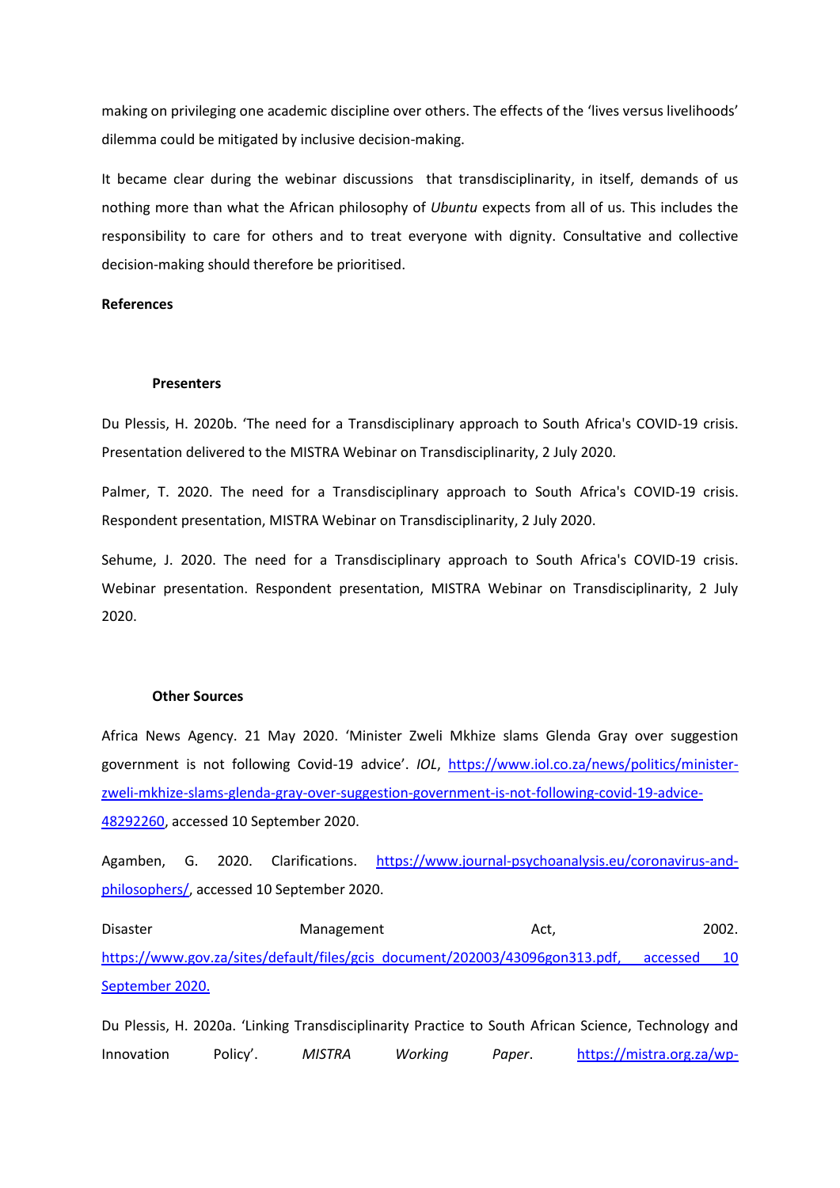making on privileging one academic discipline over others. The effects of the 'lives versus livelihoods' dilemma could be mitigated by inclusive decision-making.

It became clear during the webinar discussions that transdisciplinarity, in itself, demands of us nothing more than what the African philosophy of *Ubuntu* expects from all of us. This includes the responsibility to care for others and to treat everyone with dignity. Consultative and collective decision-making should therefore be prioritised.

**References**

**Presenters**

Du Plessis, H. 2020b. 'The need for a Transdisciplinary approach to South Africa's COVID-19 crisis. Presentation delivered to the MISTRA Webinar on Transdisciplinarity, 2 July 2020.

Palmer, T. 2020. The need for a Transdisciplinary approach to South Africa's COVID-19 crisis. Respondent presentation, MISTRA Webinar on Transdisciplinarity, 2 July 2020.

Sehume, J. 2020. The need for a Transdisciplinary approach to South Africa's COVID-19 crisis. Webinar presentation. Respondent presentation, MISTRA Webinar on Transdisciplinarity, 2 July 2020.

**Other Sources**

Africa News Agency. 21 May 2020. 'Minister Zweli Mkhize slams Glenda Gray over suggestion government is not following Covid-19 advice'. *IOL*, https://www.iol.co.za/news/politics/minister-zweli-mkhize-slams-glenda-gray-over-suggestion-government-is-not-following-covid-19-advice-48292260, accessed 10 September 2020.

Agamben, G. 2020. Clarifications. https://www.journal-psychoanalysis.eu/coronavirus-and-philosophers/, accessed 10 September 2020.

Disaster Management Act, 2002. https://www.gov.za/sites/default/files/gcis_document/202003/43096gon313.pdf, accessed 10 September 2020.

Du Plessis, H. 2020a. 'Linking Transdisciplinarity Practice to South African Science, Technology and Innovation Policy'. *MISTRA Working Paper*. https://mistra.org.za/wp-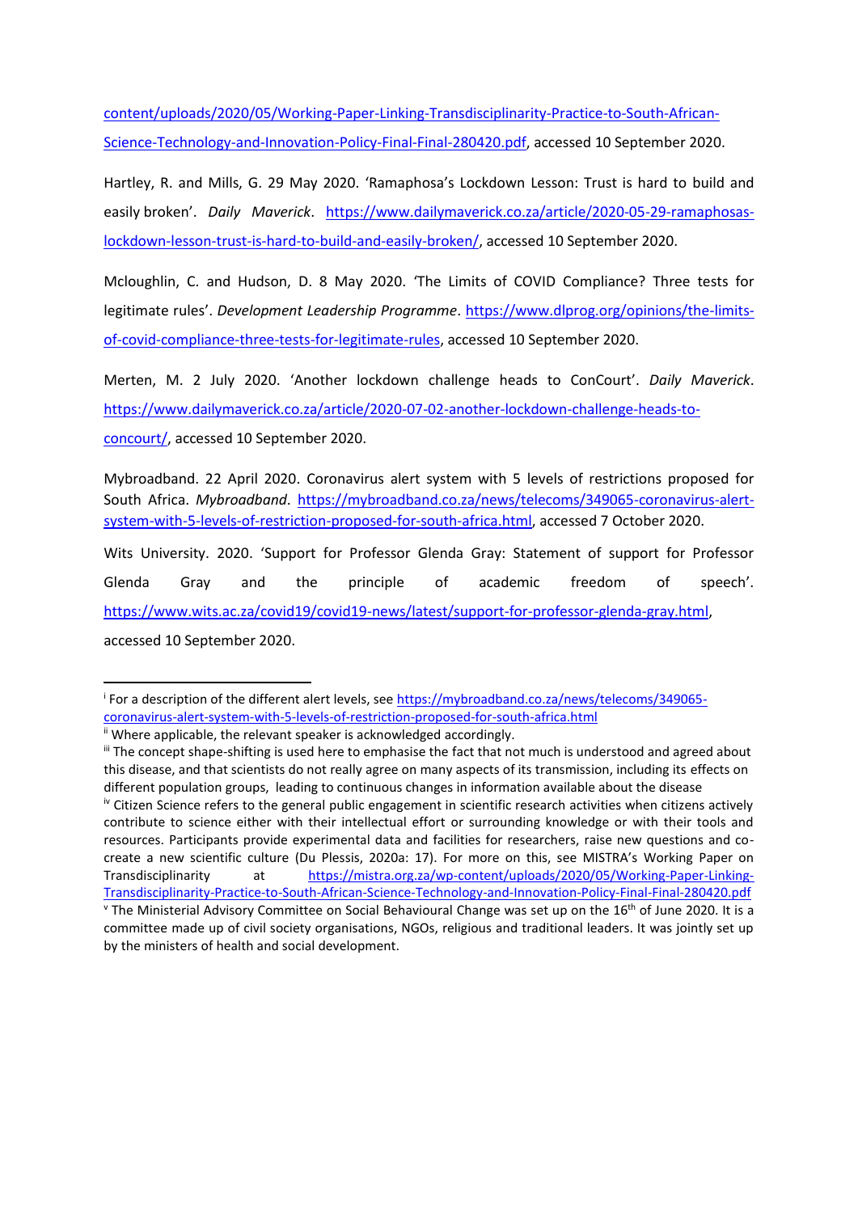content/uploads/2020/05/Working-Paper-Linking-Transdisciplinarity-Practice-to-South-African-Science-Technology-and-Innovation-Policy-Final-Final-280420.pdf, accessed 10 September 2020.

Hartley, R. and Mills, G. 29 May 2020. 'Ramaphosa's Lockdown Lesson: Trust is hard to build and easily broken'. *Daily Maverick*. https://www.dailymaverick.co.za/article/2020-05-29-ramaphosas-lockdown-lesson-trust-is-hard-to-build-and-easily-broken/, accessed 10 September 2020.

Mcloughlin, C. and Hudson, D. 8 May 2020. 'The Limits of COVID Compliance? Three tests for legitimate rules'. *Development Leadership Programme*. https://www.dlprog.org/opinions/the-limits-of-covid-compliance-three-tests-for-legitimate-rules, accessed 10 September 2020.

Merten, M. 2 July 2020. 'Another lockdown challenge heads to ConCourt'. *Daily Maverick*. https://www.dailymaverick.co.za/article/2020-07-02-another-lockdown-challenge-heads-to-concourt/, accessed 10 September 2020.

Mybroadband. 22 April 2020. Coronavirus alert system with 5 levels of restrictions proposed for South Africa. *Mybroadband*. https://mybroadband.co.za/news/telecoms/349065-coronavirus-alert-system-with-5-levels-of-restriction-proposed-for-south-africa.html, accessed 7 October 2020.

Wits University. 2020. 'Support for Professor Glenda Gray: Statement of support for Professor Glenda Gray and the principle of academic freedom of speech'. https://www.wits.ac.za/covid19/covid19-news/latest/support-for-professor-glenda-gray.html, accessed 10 September 2020.

---

[i] For a description of the different alert levels, see https://mybroadband.co.za/news/telecoms/349065-coronavirus-alert-system-with-5-levels-of-restriction-proposed-for-south-africa.html

[ii] Where applicable, the relevant speaker is acknowledged accordingly.

[iii] The concept shape-shifting is used here to emphasise the fact that not much is understood and agreed about this disease, and that scientists do not really agree on many aspects of its transmission, including its effects on different population groups, leading to continuous changes in information available about the disease

[iv] Citizen Science refers to the general public engagement in scientific research activities when citizens actively contribute to science either with their intellectual effort or surrounding knowledge or with their tools and resources. Participants provide experimental data and facilities for researchers, raise new questions and co-create a new scientific culture (Du Plessis, 2020a: 17). For more on this, see MISTRA's Working Paper on Transdisciplinarity at https://mistra.org.za/wp-content/uploads/2020/05/Working-Paper-Linking-Transdisciplinarity-Practice-to-South-African-Science-Technology-and-Innovation-Policy-Final-Final-280420.pdf

[v] The Ministerial Advisory Committee on Social Behavioural Change was set up on the 16th of June 2020. It is a committee made up of civil society organisations, NGOs, religious and traditional leaders. It was jointly set up by the ministers of health and social development.